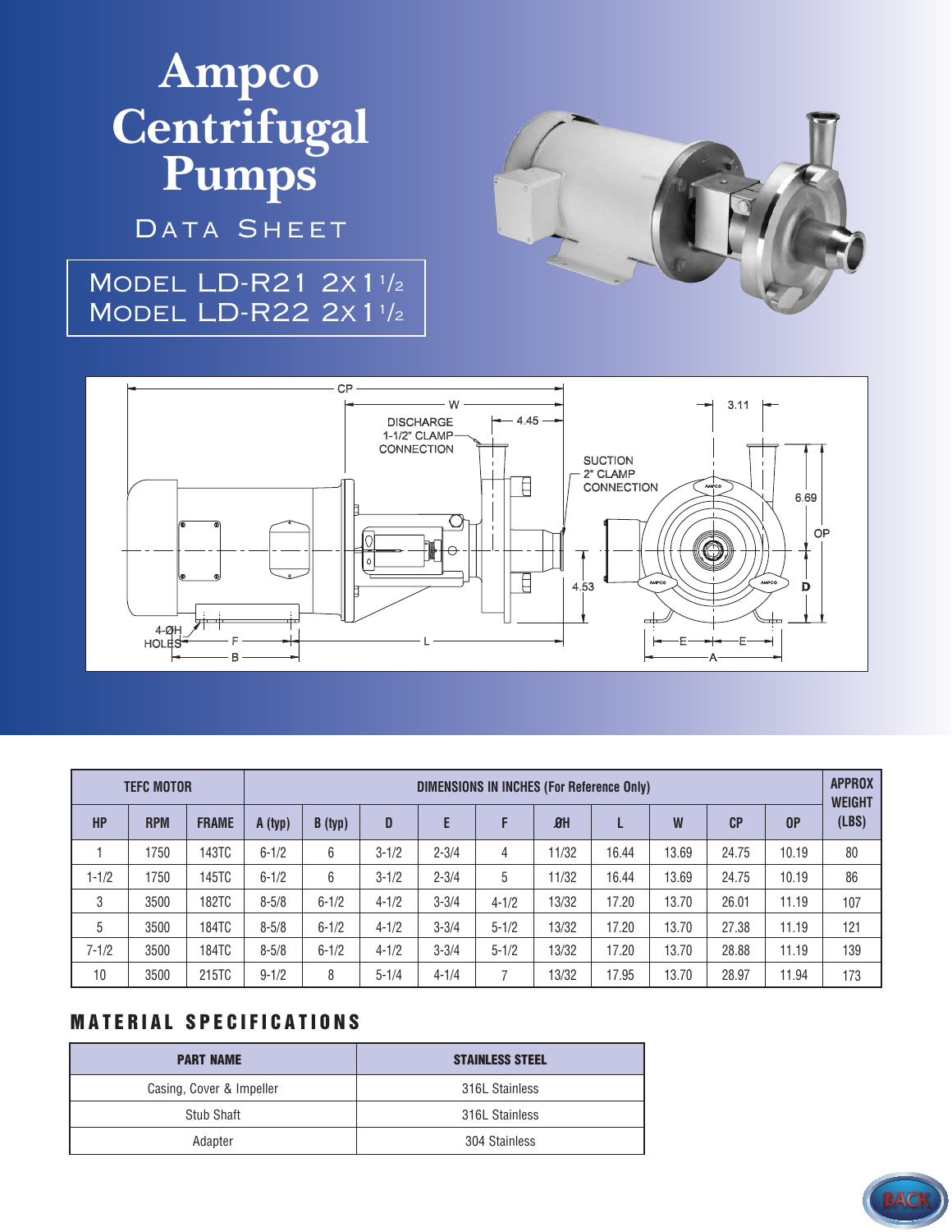# Ampco Centrifugal Pumps

## Data Sheet

## Model LD-R21 2x1 1/2
## Model LD-R22 2x1 1/2

| TEFC MOTOR | | | DIMENSIONS IN INCHES (For Reference Only) | | | | | | | | | | APPROX WEIGHT (LBS) |
|---|---|---|---|---|---|---|---|---|---|---|---|---|---|
| HP | RPM | FRAME | A (typ) | B (typ) | D | E | F | ØH | L | W | CP | OP | |
| 1 | 1750 | 143TC | 6-1/2 | 6 | 3-1/2 | 2-3/4 | 4 | 11/32 | 16.44 | 13.69 | 24.75 | 10.19 | 80 |
| 1-1/2 | 1750 | 145TC | 6-1/2 | 6 | 3-1/2 | 2-3/4 | 5 | 11/32 | 16.44 | 13.69 | 24.75 | 10.19 | 86 |
| 3 | 3500 | 182TC | 8-5/8 | 6-1/2 | 4-1/2 | 3-3/4 | 4-1/2 | 13/32 | 17.20 | 13.70 | 26.01 | 11.19 | 107 |
| 5 | 3500 | 184TC | 8-5/8 | 6-1/2 | 4-1/2 | 3-3/4 | 5-1/2 | 13/32 | 17.20 | 13.70 | 27.38 | 11.19 | 121 |
| 7-1/2 | 3500 | 184TC | 8-5/8 | 6-1/2 | 4-1/2 | 3-3/4 | 5-1/2 | 13/32 | 17.20 | 13.70 | 28.88 | 11.19 | 139 |
| 10 | 3500 | 215TC | 9-1/2 | 8 | 5-1/4 | 4-1/4 | 7 | 13/32 | 17.95 | 13.70 | 28.97 | 11.94 | 173 |

## MATERIAL SPECIFICATIONS

| PART NAME | STAINLESS STEEL |
|---|---|
| Casing, Cover & Impeller | 316L Stainless |
| Stub Shaft | 316L Stainless |
| Adapter | 304 Stainless |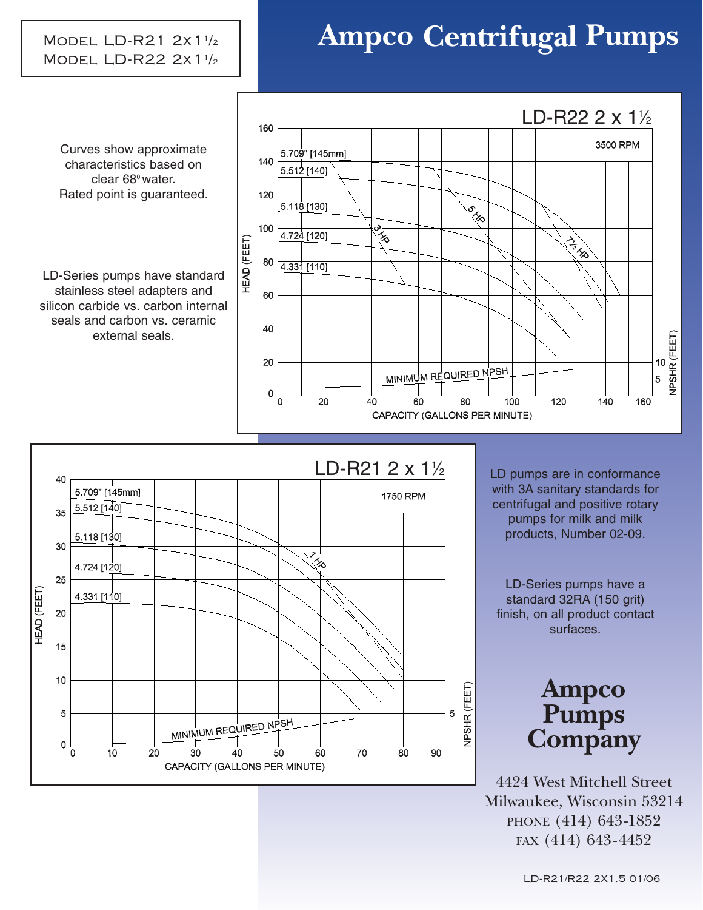Model LD-R21 2x1½
Model LD-R22 2x1½

# Ampco Centrifugal Pumps

Curves show approximate characteristics based on clear 68° water.
Rated point is guaranteed.

LD-Series pumps have standard stainless steel adapters and silicon carbide vs. carbon internal seals and carbon vs. ceramic external seals.

LD-R22 2 x 1½

3500 RPM

5.709" [145mm]
5.512 [140]
5.118 [130]
4.724 [120]
4.331 [110]

3 HP
5 HP
7½ HP

MINIMUM REQUIRED NPSH

HEAD (FEET)
0
20
40
60
80
100
120
140
160

NPSHR (FEET)
5
10

0
20
40
60
80
100
120
140
160

CAPACITY (GALLONS PER MINUTE)

LD-R21 2 x 1½

1750 RPM

5.709" [145mm]
5.512 [140]
5.118 [130]
4.724 [120]
4.331 [110]

1 HP

MINIMUM REQUIRED NPSH

HEAD (FEET)
0
5
10
15
20
25
30
35
40

NPSHR (FEET)
5

0
10
20
30
40
50
60
70
80
90

CAPACITY (GALLONS PER MINUTE)

LD pumps are in conformance with 3A sanitary standards for centrifugal and positive rotary pumps for milk and milk products, Number 02-09.

LD-Series pumps have a standard 32RA (150 grit) finish, on all product contact surfaces.

**Ampco Pumps Company**

4424 West Mitchell Street
Milwaukee, Wisconsin 53214
PHONE (414) 643-1852
FAX (414) 643-4452

LD-R21/R22 2X1.5 01/06